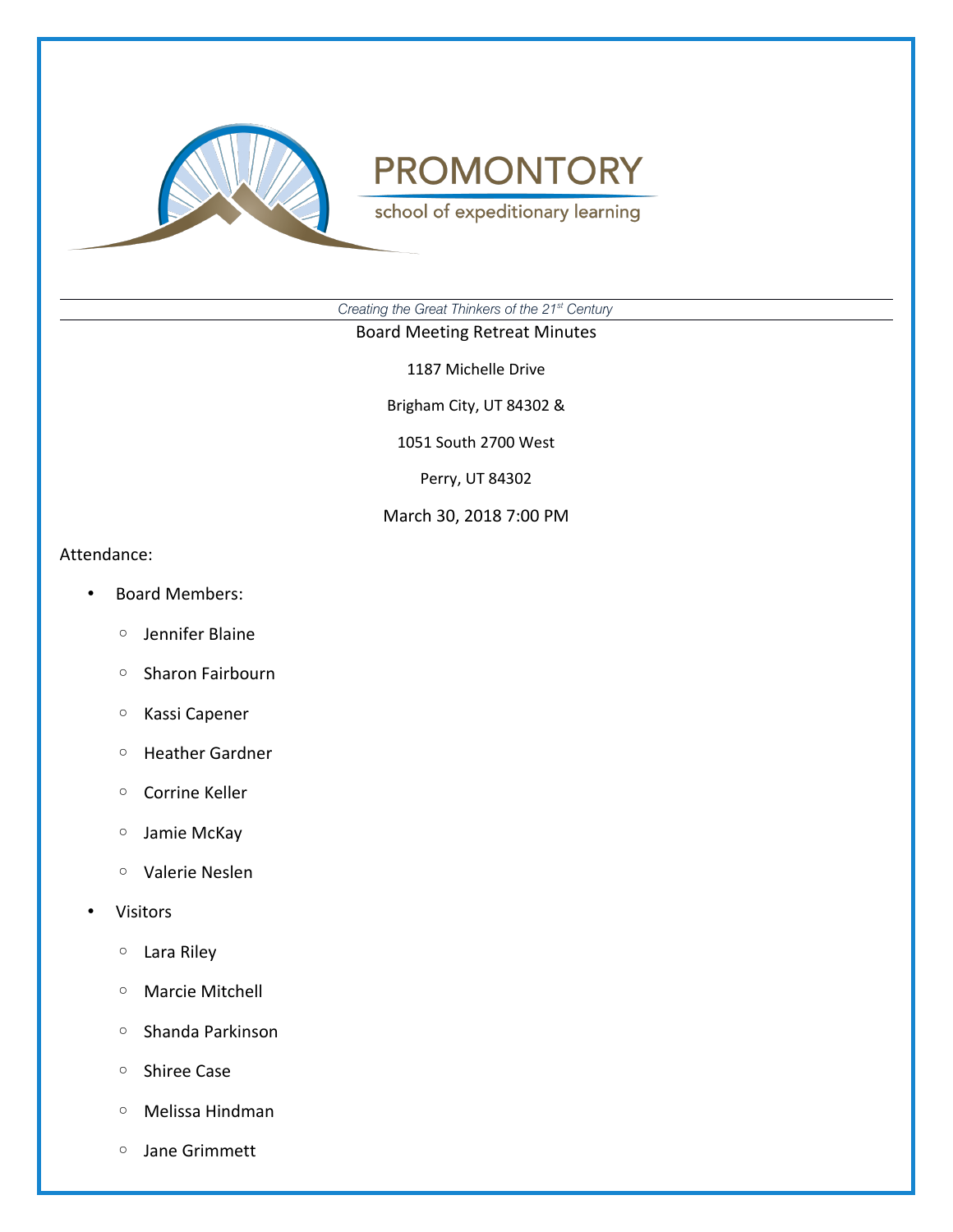# PROMONTORY

school of expeditionary learning

*Creating the Great Thinkers of the 21st Century*

Board Meeting Retreat Minutes

1187 Michelle Drive

Brigham City, UT 84302 &

1051 South 2700 West

Perry, UT 84302

March 30, 2018 7:00 PM

Attendance:

- Board Members:
  - Jennifer Blaine
  - Sharon Fairbourn
  - Kassi Capener
  - Heather Gardner
  - Corrine Keller
  - Jamie McKay
  - Valerie Neslen
- Visitors
  - Lara Riley
  - Marcie Mitchell
  - Shanda Parkinson
  - Shiree Case
  - Melissa Hindman
  - Jane Grimmett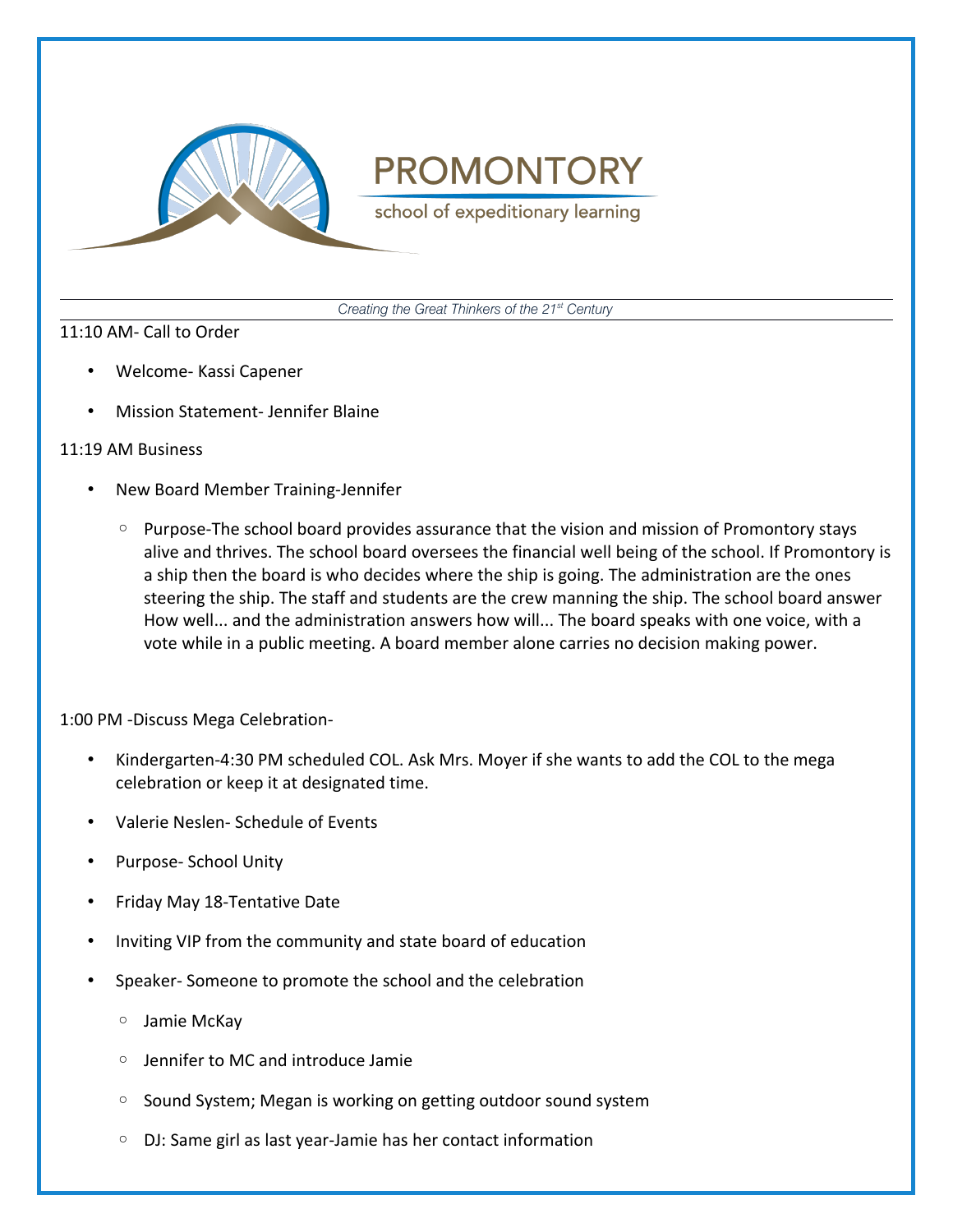# PROMONTORY

school of expeditionary learning

*Creating the Great Thinkers of the 21st Century*

11:10 AM- Call to Order

- Welcome- Kassi Capener
- Mission Statement- Jennifer Blaine

11:19 AM Business

- New Board Member Training-Jennifer
    - Purpose-The school board provides assurance that the vision and mission of Promontory stays alive and thrives. The school board oversees the financial well being of the school. If Promontory is a ship then the board is who decides where the ship is going. The administration are the ones steering the ship. The staff and students are the crew manning the ship. The school board answer How well... and the administration answers how will... The board speaks with one voice, with a vote while in a public meeting. A board member alone carries no decision making power.

1:00 PM -Discuss Mega Celebration-

- Kindergarten-4:30 PM scheduled COL. Ask Mrs. Moyer if she wants to add the COL to the mega celebration or keep it at designated time.
- Valerie Neslen- Schedule of Events
- Purpose- School Unity
- Friday May 18-Tentative Date
- Inviting VIP from the community and state board of education
- Speaker- Someone to promote the school and the celebration
    - Jamie McKay
    - Jennifer to MC and introduce Jamie
    - Sound System; Megan is working on getting outdoor sound system
    - DJ: Same girl as last year-Jamie has her contact information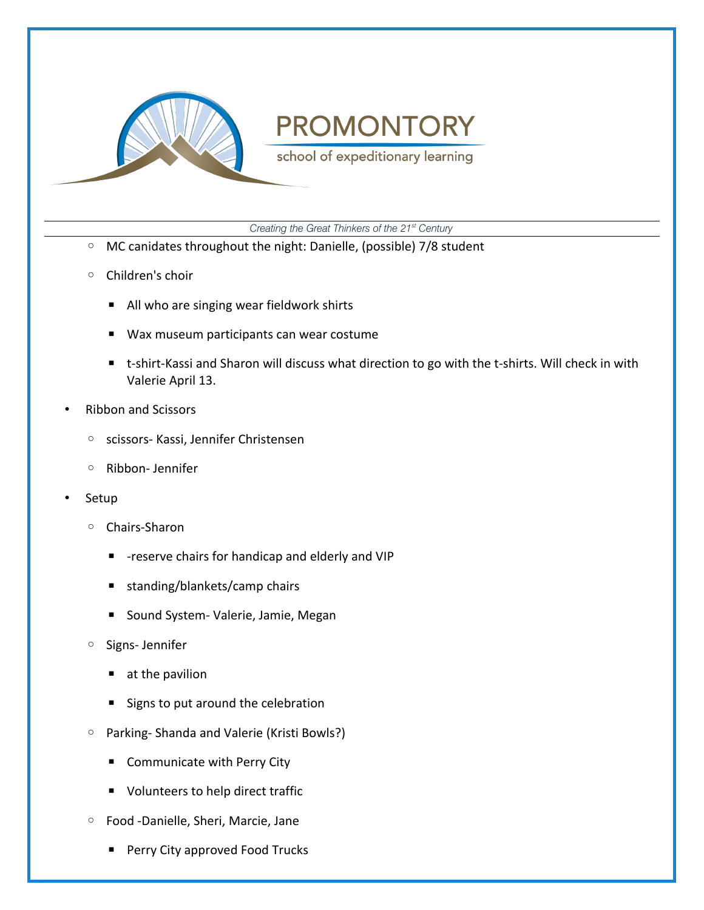- MC canidates throughout the night: Danielle, (possible) 7/8 student
- Children's choir
  - All who are singing wear fieldwork shirts
  - Wax museum participants can wear costume
  - t-shirt-Kassi and Sharon will discuss what direction to go with the t-shirts. Will check in with Valerie April 13.

- Ribbon and Scissors
  - scissors- Kassi, Jennifer Christensen
  - Ribbon- Jennifer
- Setup
  - Chairs-Sharon
    - -reserve chairs for handicap and elderly and VIP
    - standing/blankets/camp chairs
    - Sound System- Valerie, Jamie, Megan
  - Signs- Jennifer
    - at the pavilion
    - Signs to put around the celebration
  - Parking- Shanda and Valerie (Kristi Bowls?)
    - Communicate with Perry City
    - Volunteers to help direct traffic
  - Food -Danielle, Sheri, Marcie, Jane
    - Perry City approved Food Trucks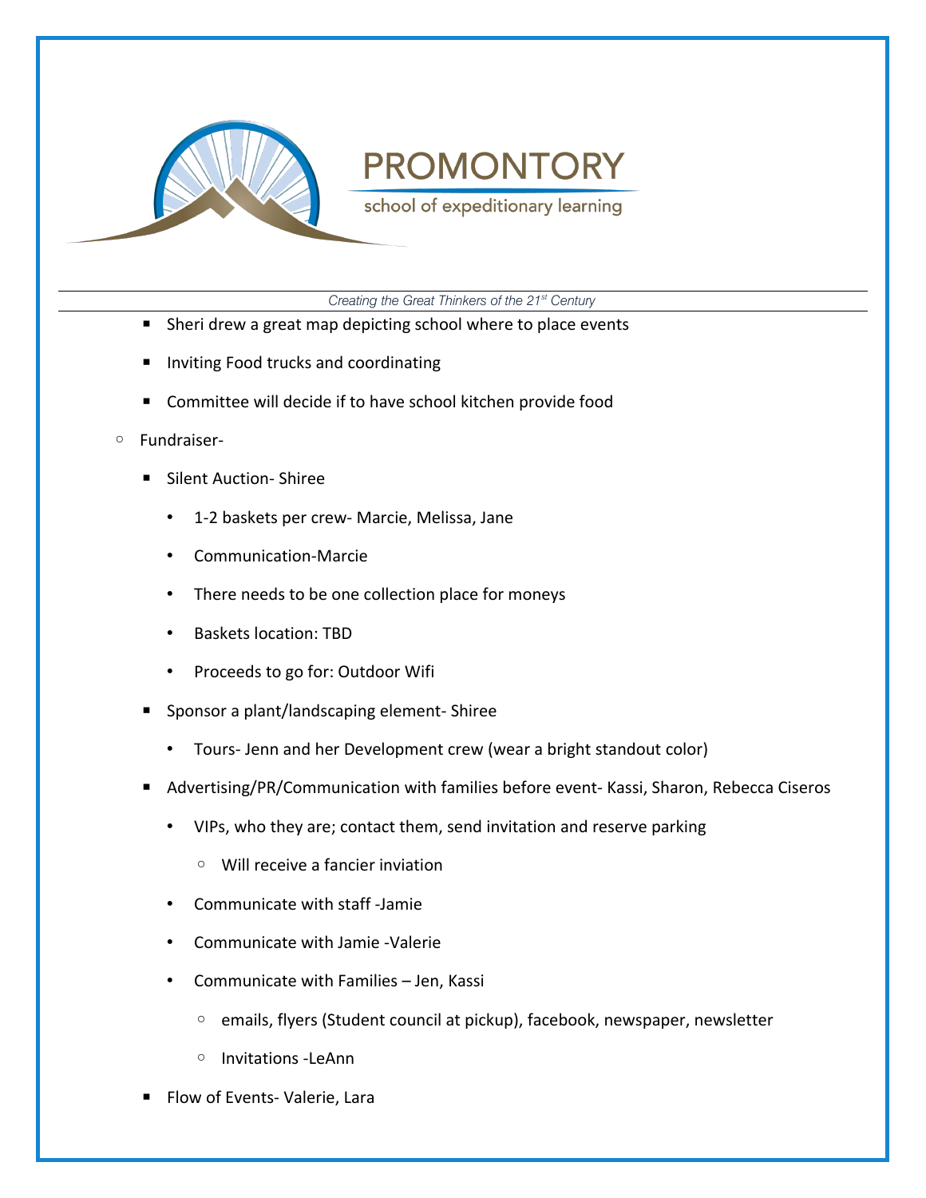- Sheri drew a great map depicting school where to place events
- Inviting Food trucks and coordinating
- Committee will decide if to have school kitchen provide food

- Fundraiser-
  - Silent Auction- Shiree
    - 1-2 baskets per crew- Marcie, Melissa, Jane
    - Communication-Marcie
    - There needs to be one collection place for moneys
    - Baskets location: TBD
    - Proceeds to go for: Outdoor Wifi
  - Sponsor a plant/landscaping element- Shiree
    - Tours- Jenn and her Development crew (wear a bright standout color)
  - Advertising/PR/Communication with families before event- Kassi, Sharon, Rebecca Ciseros
    - VIPs, who they are; contact them, send invitation and reserve parking
      - Will receive a fancier inviation
    - Communicate with staff -Jamie
    - Communicate with Jamie -Valerie
    - Communicate with Families – Jen, Kassi
      - emails, flyers (Student council at pickup), facebook, newspaper, newsletter
      - Invitations -LeAnn
  - Flow of Events- Valerie, Lara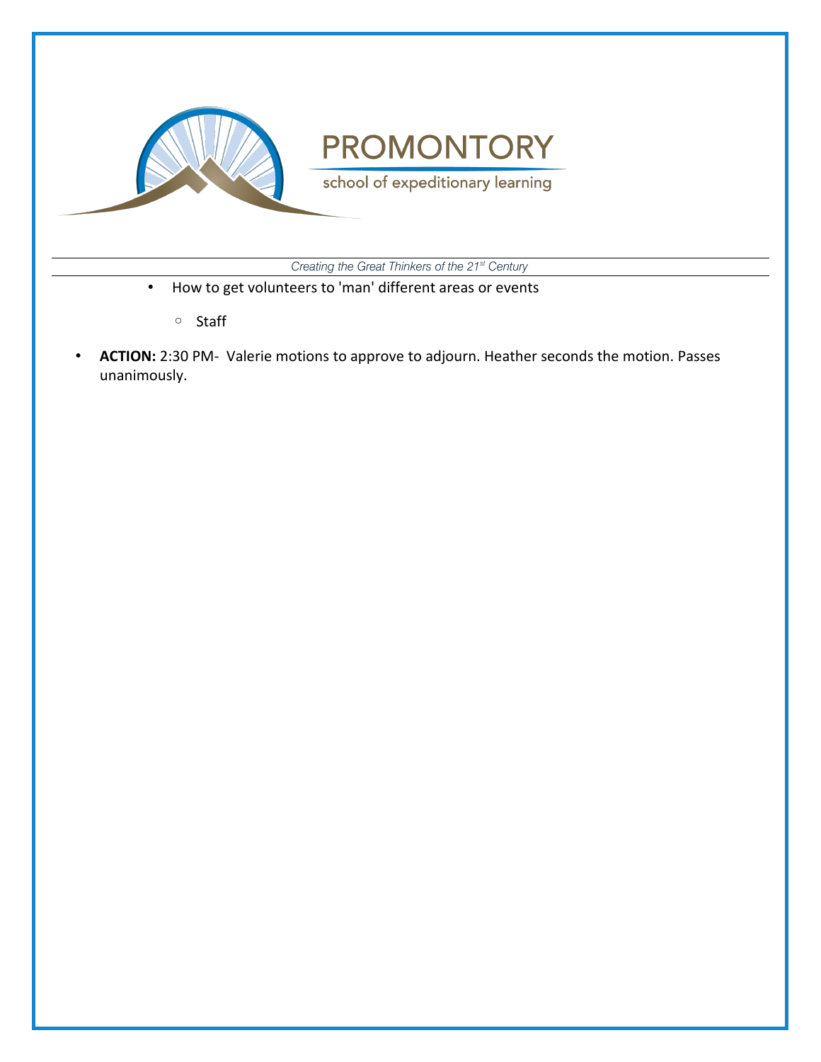- How to get volunteers to 'man' different areas or events
  - Staff

- **ACTION:** 2:30 PM- Valerie motions to approve to adjourn. Heather seconds the motion. Passes unanimously.